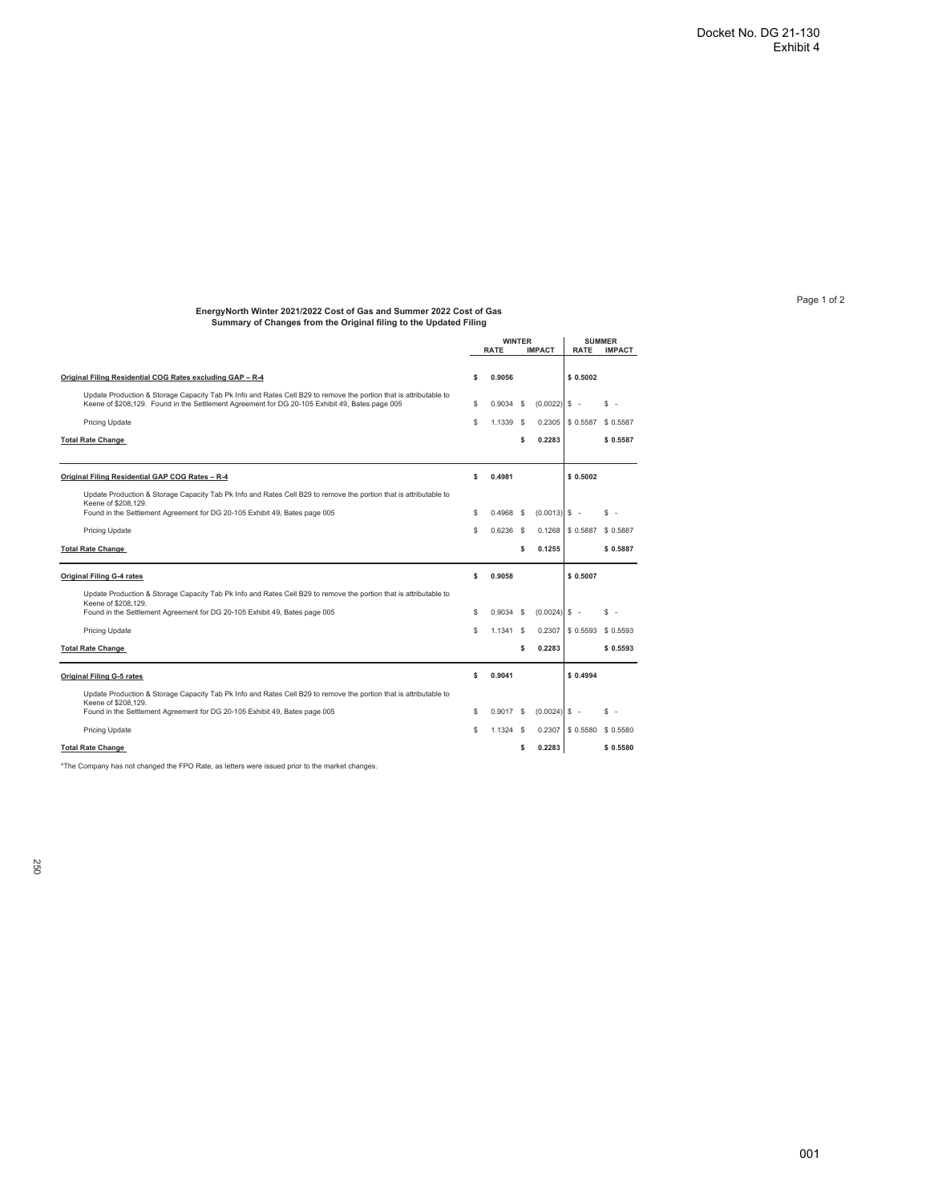Docket No. DG 21-130
Exhibit 4

**EnergyNorth Winter 2021/2022 Cost of Gas and Summer 2022 Cost of Gas**
**Summary of Changes from the Original filing to the Updated Filing**

| | WINTER | | SUMMER | |
|---|---|---|---|---|
| | RATE | IMPACT | RATE | IMPACT |
| **Original Filing Residential COG Rates excluding GAP – R-4** | $ 0.9056 | | $ 0.5002 | |
| Update Production & Storage Capacity Tab Pk Info and Rates Cell B29 to remove the portion that is attributable to Keene of $208,129. Found in the Settlement Agreement for DG 20-105 Exhibit 49, Bates page 005 | $ 0.9034 | $ (0.0022) | $ - | $ - |
| Pricing Update | $ 1.1339 | $ 0.2305 | $ 0.5587 | $ 0.5587 |
| **Total Rate Change** | | $ 0.2283 | | $ 0.5587 |
| **Original Filing Residential GAP COG Rates – R-4** | $ 0.4981 | | $ 0.5002 | |
| Update Production & Storage Capacity Tab Pk Info and Rates Cell B29 to remove the portion that is attributable to Keene of $208,129. Found in the Settlement Agreement for DG 20-105 Exhibit 49, Bates page 005 | $ 0.4968 | $ (0.0013) | $ - | $ - |
| Pricing Update | $ 0.6236 | $ 0.1268 | $ 0.5887 | $ 0.5887 |
| **Total Rate Change** | | $ 0.1255 | | $ 0.5887 |
| **Original Filing G-4 rates** | $ 0.9058 | | $ 0.5007 | |
| Update Production & Storage Capacity Tab Pk Info and Rates Cell B29 to remove the portion that is attributable to Keene of $208,129. Found in the Settlement Agreement for DG 20-105 Exhibit 49, Bates page 005 | $ 0.9034 | $ (0.0024) | $ - | $ - |
| Pricing Update | $ 1.1341 | $ 0.2307 | $ 0.5593 | $ 0.5593 |
| **Total Rate Change** | | $ 0.2283 | | $ 0.5593 |
| **Original Filing G-5 rates** | $ 0.9041 | | $ 0.4994 | |
| Update Production & Storage Capacity Tab Pk Info and Rates Cell B29 to remove the portion that is attributable to Keene of $208,129. Found in the Settlement Agreement for DG 20-105 Exhibit 49, Bates page 005 | $ 0.9017 | $ (0.0024) | $ - | $ - |
| Pricing Update | $ 1.1324 | $ 0.2307 | $ 0.5580 | $ 0.5580 |
| **Total Rate Change** | | $ 0.2283 | | $ 0.5580 |

*The Company has not changed the FPO Rate, as letters were issued prior to the market changes.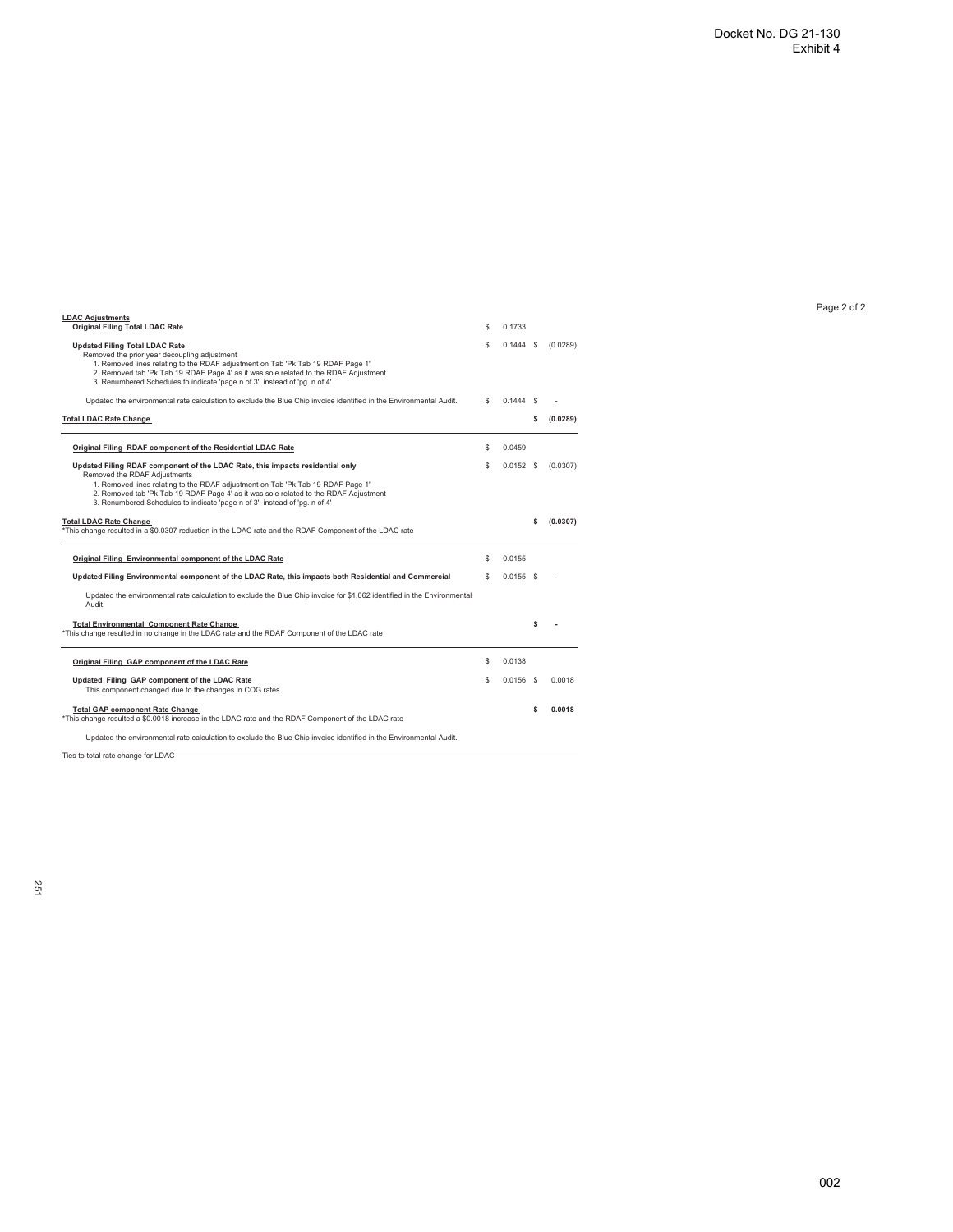Docket No. DG 21-130
Exhibit 4

| | | | | |
|---|---|---|---|---|
| **LDAC Adjustments** | | | | |
| **Original Filing Total LDAC Rate** | $ | 0.1733 | | |
| **Updated Filing Total LDAC Rate**<br>Removed the prior year decoupling adjustment<br>1. Removed lines relating to the RDAF adjustment on Tab 'Pk Tab 19 RDAF Page 1'<br>2. Removed tab 'Pk Tab 19 RDAF Page 4' as it was sole related to the RDAF Adjustment<br>3. Renumbered Schedules to indicate 'page n of 3' instead of 'pg. n of 4' | $ | 0.1444 | $ | (0.0289) |
| Updated the environmental rate calculation to exclude the Blue Chip invoice identified in the Environmental Audit. | $ | 0.1444 | $ | - |
| **Total LDAC Rate Change** | | | **$** | **(0.0289)** |
| **Original Filing RDAF component of the Residential LDAC Rate** | $ | 0.0459 | | |
| **Updated Filing RDAF component of the LDAC Rate, this impacts residential only**<br>Removed the RDAF Adjustments<br>1. Removed lines relating to the RDAF adjustment on Tab 'Pk Tab 19 RDAF Page 1'<br>2. Removed tab 'Pk Tab 19 RDAF Page 4' as it was sole related to the RDAF Adjustment<br>3. Renumbered Schedules to indicate 'page n of 3' instead of 'pg. n of 4' | $ | 0.0152 | $ | (0.0307) |
| **Total LDAC Rate Change**<br>*This change resulted in a $0.0307 reduction in the LDAC rate and the RDAF Component of the LDAC rate | | | **$** | **(0.0307)** |
| **Original Filing Environmental component of the LDAC Rate** | $ | 0.0155 | | |
| **Updated Filing Environmental component of the LDAC Rate, this impacts both Residential and Commercial** | $ | 0.0155 | $ | - |
| Updated the environmental rate calculation to exclude the Blue Chip invoice for $1,062 identified in the Environmental Audit. | | | | |
| **Total Environmental Component Rate Change**<br>*This change resulted in no change in the LDAC rate and the RDAF Component of the LDAC rate | | | **$** | **-** |
| **Original Filing GAP component of the LDAC Rate** | $ | 0.0138 | | |
| **Updated Filing GAP component of the LDAC Rate**<br>This component changed due to the changes in COG rates | $ | 0.0156 | $ | 0.0018 |
| **Total GAP component Rate Change**<br>*This change resulted a $0.0018 increase in the LDAC rate and the RDAF Component of the LDAC rate | | | **$** | **0.0018** |
| Updated the environmental rate calculation to exclude the Blue Chip invoice identified in the Environmental Audit. | | | | |

Ties to total rate change for LDAC